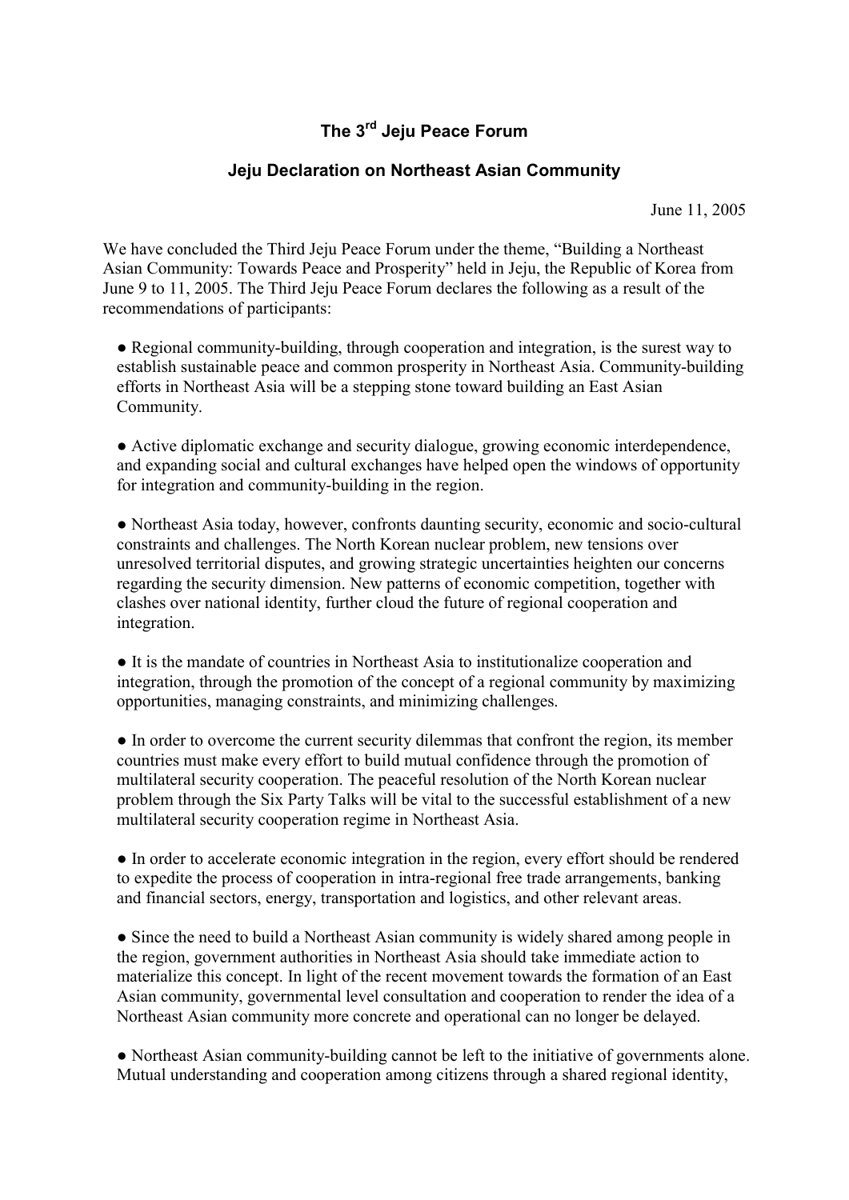# The 3rd Jeju Peace Forum

## Jeju Declaration on Northeast Asian Community

June 11, 2005

We have concluded the Third Jeju Peace Forum under the theme, "Building a Northeast Asian Community: Towards Peace and Prosperity" held in Jeju, the Republic of Korea from June 9 to 11, 2005. The Third Jeju Peace Forum declares the following as a result of the recommendations of participants:

- Regional community-building, through cooperation and integration, is the surest way to establish sustainable peace and common prosperity in Northeast Asia. Community-building efforts in Northeast Asia will be a stepping stone toward building an East Asian Community.

- Active diplomatic exchange and security dialogue, growing economic interdependence, and expanding social and cultural exchanges have helped open the windows of opportunity for integration and community-building in the region.

- Northeast Asia today, however, confronts daunting security, economic and socio-cultural constraints and challenges. The North Korean nuclear problem, new tensions over unresolved territorial disputes, and growing strategic uncertainties heighten our concerns regarding the security dimension. New patterns of economic competition, together with clashes over national identity, further cloud the future of regional cooperation and integration.

- It is the mandate of countries in Northeast Asia to institutionalize cooperation and integration, through the promotion of the concept of a regional community by maximizing opportunities, managing constraints, and minimizing challenges.

- In order to overcome the current security dilemmas that confront the region, its member countries must make every effort to build mutual confidence through the promotion of multilateral security cooperation. The peaceful resolution of the North Korean nuclear problem through the Six Party Talks will be vital to the successful establishment of a new multilateral security cooperation regime in Northeast Asia.

- In order to accelerate economic integration in the region, every effort should be rendered to expedite the process of cooperation in intra-regional free trade arrangements, banking and financial sectors, energy, transportation and logistics, and other relevant areas.

- Since the need to build a Northeast Asian community is widely shared among people in the region, government authorities in Northeast Asia should take immediate action to materialize this concept. In light of the recent movement towards the formation of an East Asian community, governmental level consultation and cooperation to render the idea of a Northeast Asian community more concrete and operational can no longer be delayed.

- Northeast Asian community-building cannot be left to the initiative of governments alone. Mutual understanding and cooperation among citizens through a shared regional identity,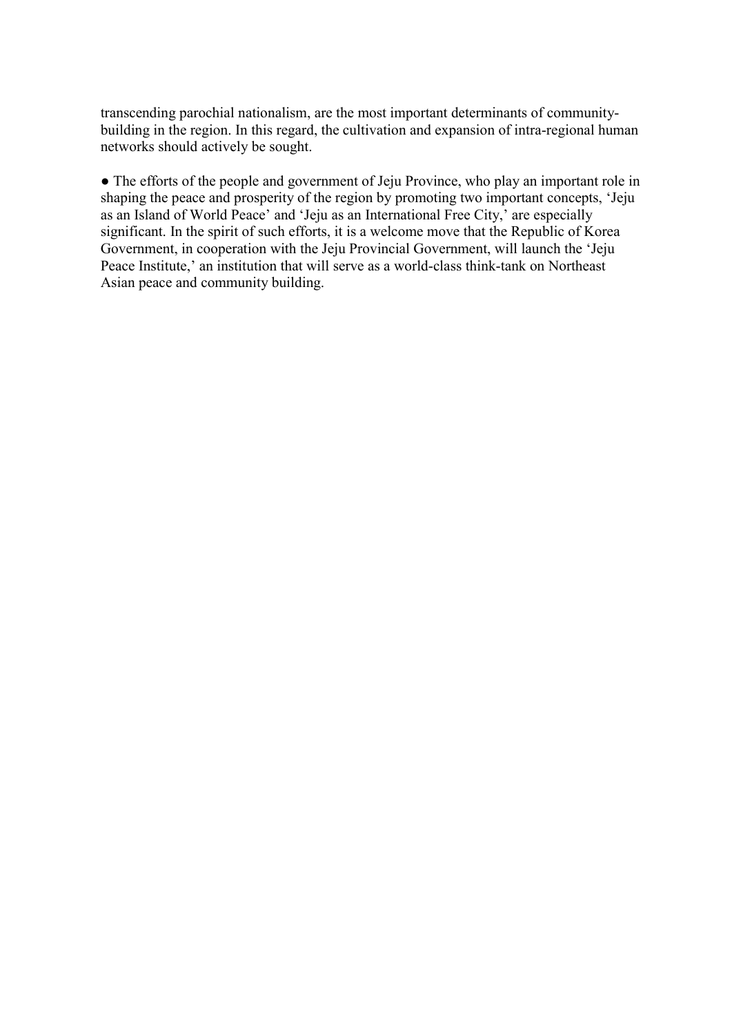transcending parochial nationalism, are the most important determinants of community-building in the region. In this regard, the cultivation and expansion of intra-regional human networks should actively be sought.

● The efforts of the people and government of Jeju Province, who play an important role in shaping the peace and prosperity of the region by promoting two important concepts, 'Jeju as an Island of World Peace' and 'Jeju as an International Free City,' are especially significant. In the spirit of such efforts, it is a welcome move that the Republic of Korea Government, in cooperation with the Jeju Provincial Government, will launch the 'Jeju Peace Institute,' an institution that will serve as a world-class think-tank on Northeast Asian peace and community building.